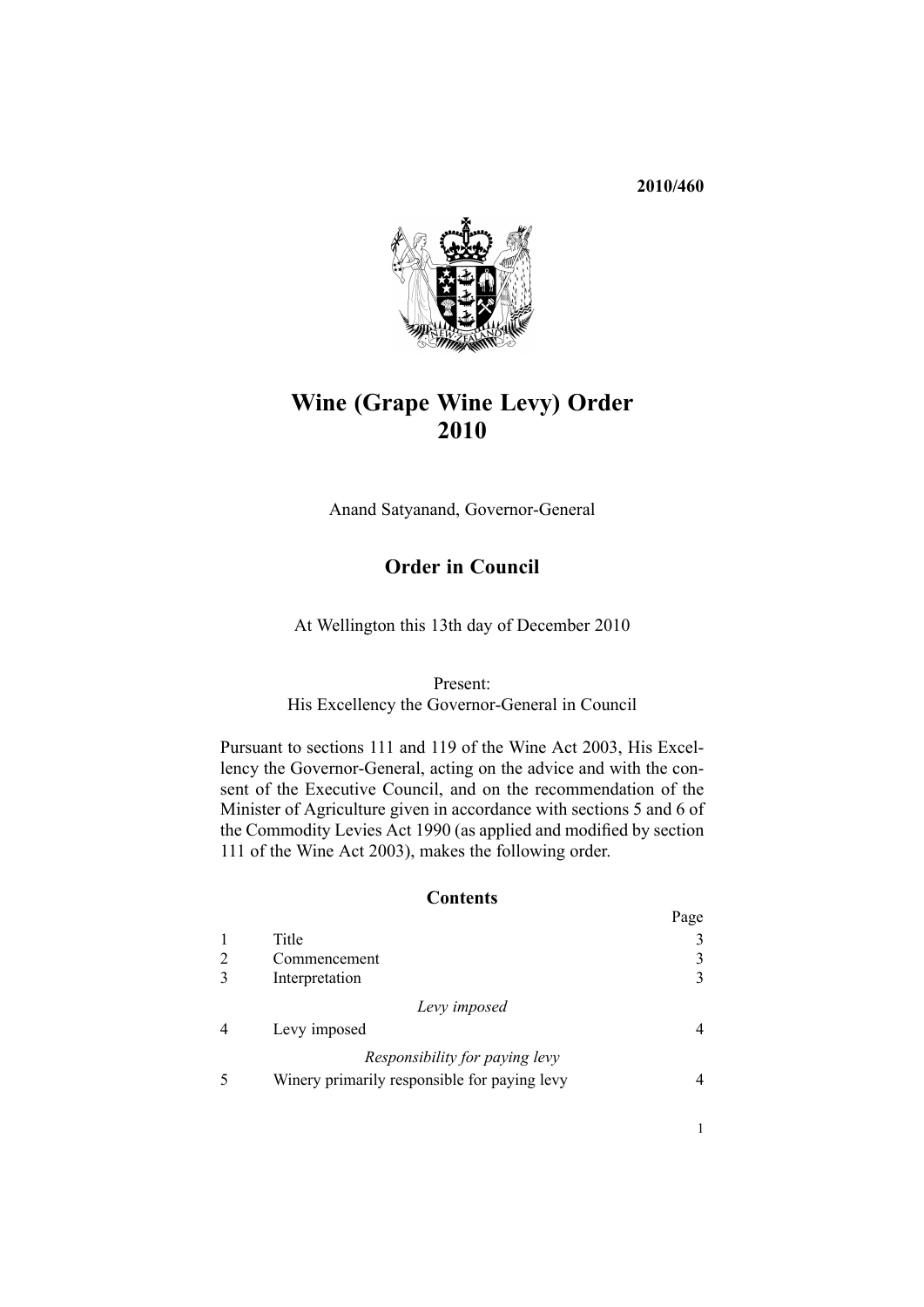**2010/460**

# Wine (Grape Wine Levy) Order 2010

Anand Satyanand, Governor-General

## Order in Council

At Wellington this 13th day of December 2010

Present:
His Excellency the Governor-General in Council

Pursuant to sections 111 and 119 of the Wine Act 2003, His Excellency the Governor-General, acting on the advice and with the consent of the Executive Council, and on the recommendation of the Minister of Agriculture given in accordance with sections 5 and 6 of the Commodity Levies Act 1990 (as applied and modified by section 111 of the Wine Act 2003), makes the following order.

### Contents

| | | Page |
|---|---|---|
| 1 | Title | 3 |
| 2 | Commencement | 3 |
| 3 | Interpretation | 3 |
| | *Levy imposed* | |
| 4 | Levy imposed | 4 |
| | *Responsibility for paying levy* | |
| 5 | Winery primarily responsible for paying levy | 4 |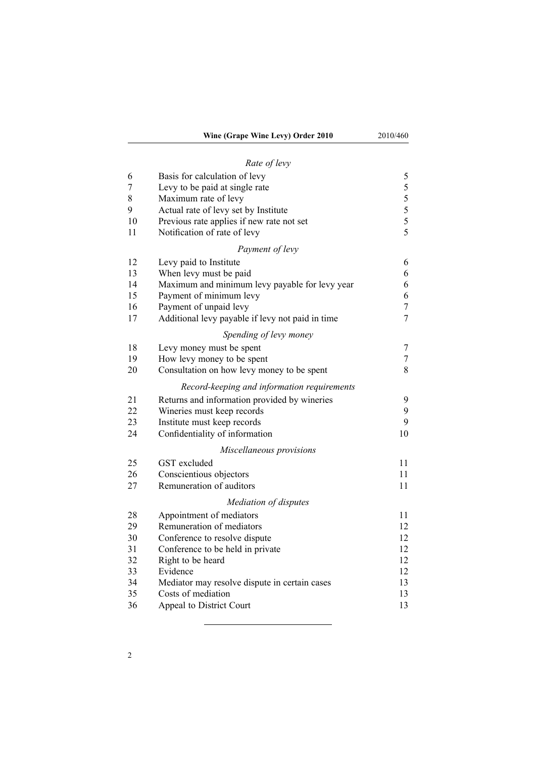*Rate of levy*

| | | |
|---|---|---|
| 6 | Basis for calculation of levy | 5 |
| 7 | Levy to be paid at single rate | 5 |
| 8 | Maximum rate of levy | 5 |
| 9 | Actual rate of levy set by Institute | 5 |
| 10 | Previous rate applies if new rate not set | 5 |
| 11 | Notification of rate of levy | 5 |

*Payment of levy*

| | | |
|---|---|---|
| 12 | Levy paid to Institute | 6 |
| 13 | When levy must be paid | 6 |
| 14 | Maximum and minimum levy payable for levy year | 6 |
| 15 | Payment of minimum levy | 6 |
| 16 | Payment of unpaid levy | 7 |
| 17 | Additional levy payable if levy not paid in time | 7 |

*Spending of levy money*

| | | |
|---|---|---|
| 18 | Levy money must be spent | 7 |
| 19 | How levy money to be spent | 7 |
| 20 | Consultation on how levy money to be spent | 8 |

*Record-keeping and information requirements*

| | | |
|---|---|---|
| 21 | Returns and information provided by wineries | 9 |
| 22 | Wineries must keep records | 9 |
| 23 | Institute must keep records | 9 |
| 24 | Confidentiality of information | 10 |

*Miscellaneous provisions*

| | | |
|---|---|---|
| 25 | GST excluded | 11 |
| 26 | Conscientious objectors | 11 |
| 27 | Remuneration of auditors | 11 |

*Mediation of disputes*

| | | |
|---|---|---|
| 28 | Appointment of mediators | 11 |
| 29 | Remuneration of mediators | 12 |
| 30 | Conference to resolve dispute | 12 |
| 31 | Conference to be held in private | 12 |
| 32 | Right to be heard | 12 |
| 33 | Evidence | 12 |
| 34 | Mediator may resolve dispute in certain cases | 13 |
| 35 | Costs of mediation | 13 |
| 36 | Appeal to District Court | 13 |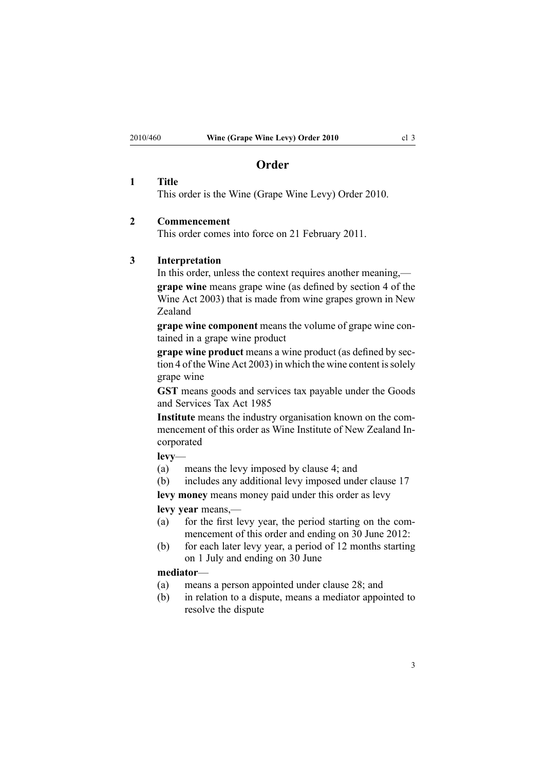# Order

## 1 Title

This order is the Wine (Grape Wine Levy) Order 2010.

## 2 Commencement

This order comes into force on 21 February 2011.

## 3 Interpretation

In this order, unless the context requires another meaning,—

**grape wine** means grape wine (as defined by section 4 of the Wine Act 2003) that is made from wine grapes grown in New Zealand

**grape wine component** means the volume of grape wine contained in a grape wine product

**grape wine product** means a wine product (as defined by section 4 of the Wine Act 2003) in which the wine content is solely grape wine

**GST** means goods and services tax payable under the Goods and Services Tax Act 1985

**Institute** means the industry organisation known on the commencement of this order as Wine Institute of New Zealand Incorporated

**levy**—

(a) means the levy imposed by clause 4; and

(b) includes any additional levy imposed under clause 17

**levy money** means money paid under this order as levy

**levy year** means,—

(a) for the first levy year, the period starting on the commencement of this order and ending on 30 June 2012:

(b) for each later levy year, a period of 12 months starting on 1 July and ending on 30 June

**mediator**—

(a) means a person appointed under clause 28; and

(b) in relation to a dispute, means a mediator appointed to resolve the dispute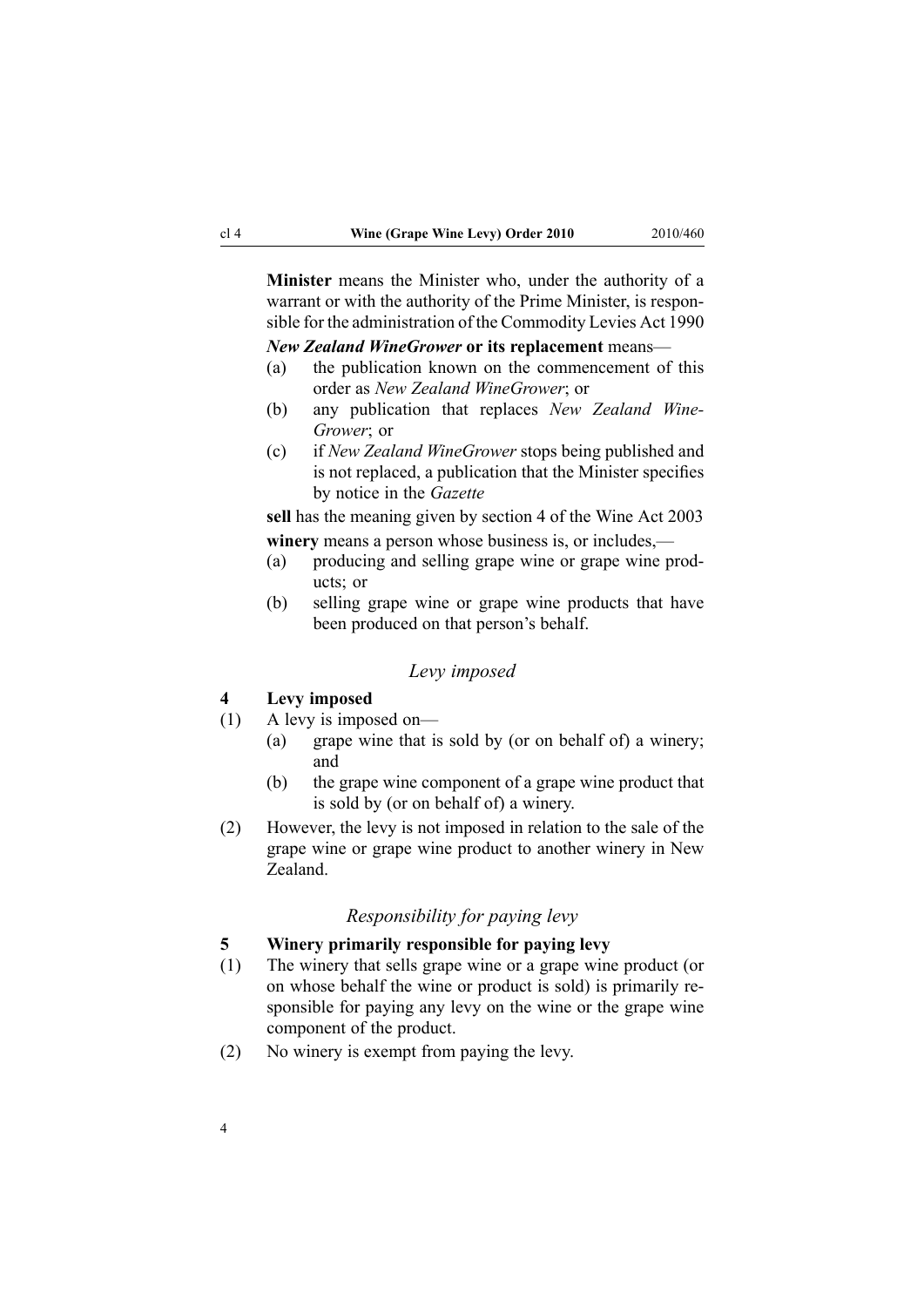**Minister** means the Minister who, under the authority of a warrant or with the authority of the Prime Minister, is responsible for the administration of the Commodity Levies Act 1990

***New Zealand WineGrower* or its replacement** means—

- (a) the publication known on the commencement of this order as *New Zealand WineGrower*; or
- (b) any publication that replaces *New Zealand WineGrower*; or
- (c) if *New Zealand WineGrower* stops being published and is not replaced, a publication that the Minister specifies by notice in the *Gazette*

**sell** has the meaning given by section 4 of the Wine Act 2003

**winery** means a person whose business is, or includes,—

- (a) producing and selling grape wine or grape wine products; or
- (b) selling grape wine or grape wine products that have been produced on that person's behalf.

*Levy imposed*

### 4 Levy imposed

(1) A levy is imposed on—

- (a) grape wine that is sold by (or on behalf of) a winery; and
- (b) the grape wine component of a grape wine product that is sold by (or on behalf of) a winery.

(2) However, the levy is not imposed in relation to the sale of the grape wine or grape wine product to another winery in New Zealand.

*Responsibility for paying levy*

### 5 Winery primarily responsible for paying levy

(1) The winery that sells grape wine or a grape wine product (or on whose behalf the wine or product is sold) is primarily responsible for paying any levy on the wine or the grape wine component of the product.

(2) No winery is exempt from paying the levy.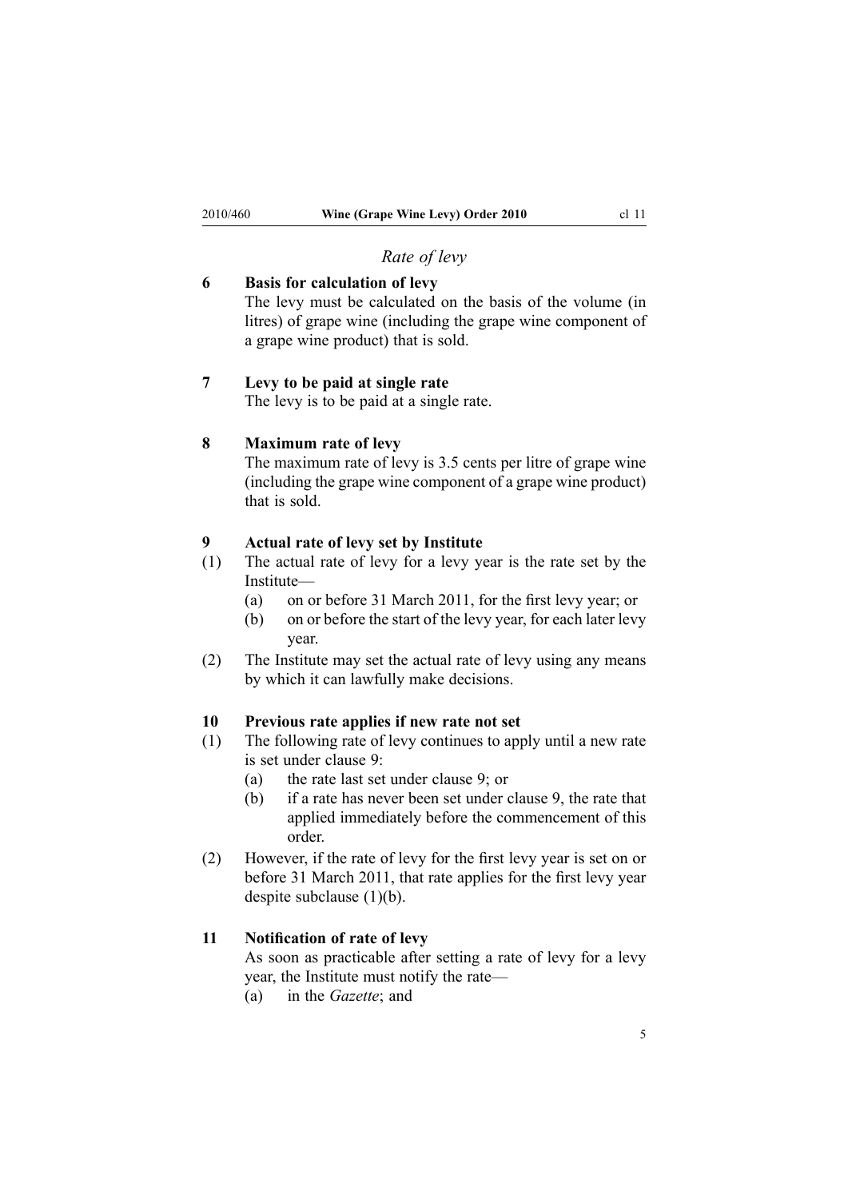*Rate of levy*

**6 Basis for calculation of levy**

The levy must be calculated on the basis of the volume (in litres) of grape wine (including the grape wine component of a grape wine product) that is sold.

**7 Levy to be paid at single rate**

The levy is to be paid at a single rate.

**8 Maximum rate of levy**

The maximum rate of levy is 3.5 cents per litre of grape wine (including the grape wine component of a grape wine product) that is sold.

**9 Actual rate of levy set by Institute**

(1) The actual rate of levy for a levy year is the rate set by the Institute—

- (a) on or before 31 March 2011, for the first levy year; or
- (b) on or before the start of the levy year, for each later levy year.

(2) The Institute may set the actual rate of levy using any means by which it can lawfully make decisions.

**10 Previous rate applies if new rate not set**

(1) The following rate of levy continues to apply until a new rate is set under clause 9:

- (a) the rate last set under clause 9; or
- (b) if a rate has never been set under clause 9, the rate that applied immediately before the commencement of this order.

(2) However, if the rate of levy for the first levy year is set on or before 31 March 2011, that rate applies for the first levy year despite subclause (1)(b).

**11 Notification of rate of levy**

As soon as practicable after setting a rate of levy for a levy year, the Institute must notify the rate—

- (a) in the *Gazette*; and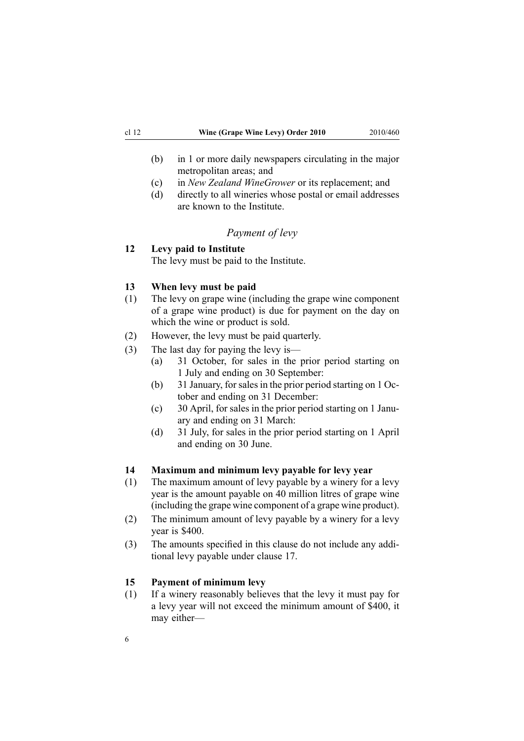(b) in 1 or more daily newspapers circulating in the major metropolitan areas; and

(c) in *New Zealand WineGrower* or its replacement; and

(d) directly to all wineries whose postal or email addresses are known to the Institute.

### *Payment of levy*

**12 Levy paid to Institute**

The levy must be paid to the Institute.

**13 When levy must be paid**

(1) The levy on grape wine (including the grape wine component of a grape wine product) is due for payment on the day on which the wine or product is sold.

(2) However, the levy must be paid quarterly.

(3) The last day for paying the levy is—

(a) 31 October, for sales in the prior period starting on 1 July and ending on 30 September:

(b) 31 January, for sales in the prior period starting on 1 October and ending on 31 December:

(c) 30 April, for sales in the prior period starting on 1 January and ending on 31 March:

(d) 31 July, for sales in the prior period starting on 1 April and ending on 30 June.

**14 Maximum and minimum levy payable for levy year**

(1) The maximum amount of levy payable by a winery for a levy year is the amount payable on 40 million litres of grape wine (including the grape wine component of a grape wine product).

(2) The minimum amount of levy payable by a winery for a levy year is $400.

(3) The amounts specified in this clause do not include any additional levy payable under clause 17.

**15 Payment of minimum levy**

(1) If a winery reasonably believes that the levy it must pay for a levy year will not exceed the minimum amount of $400, it may either—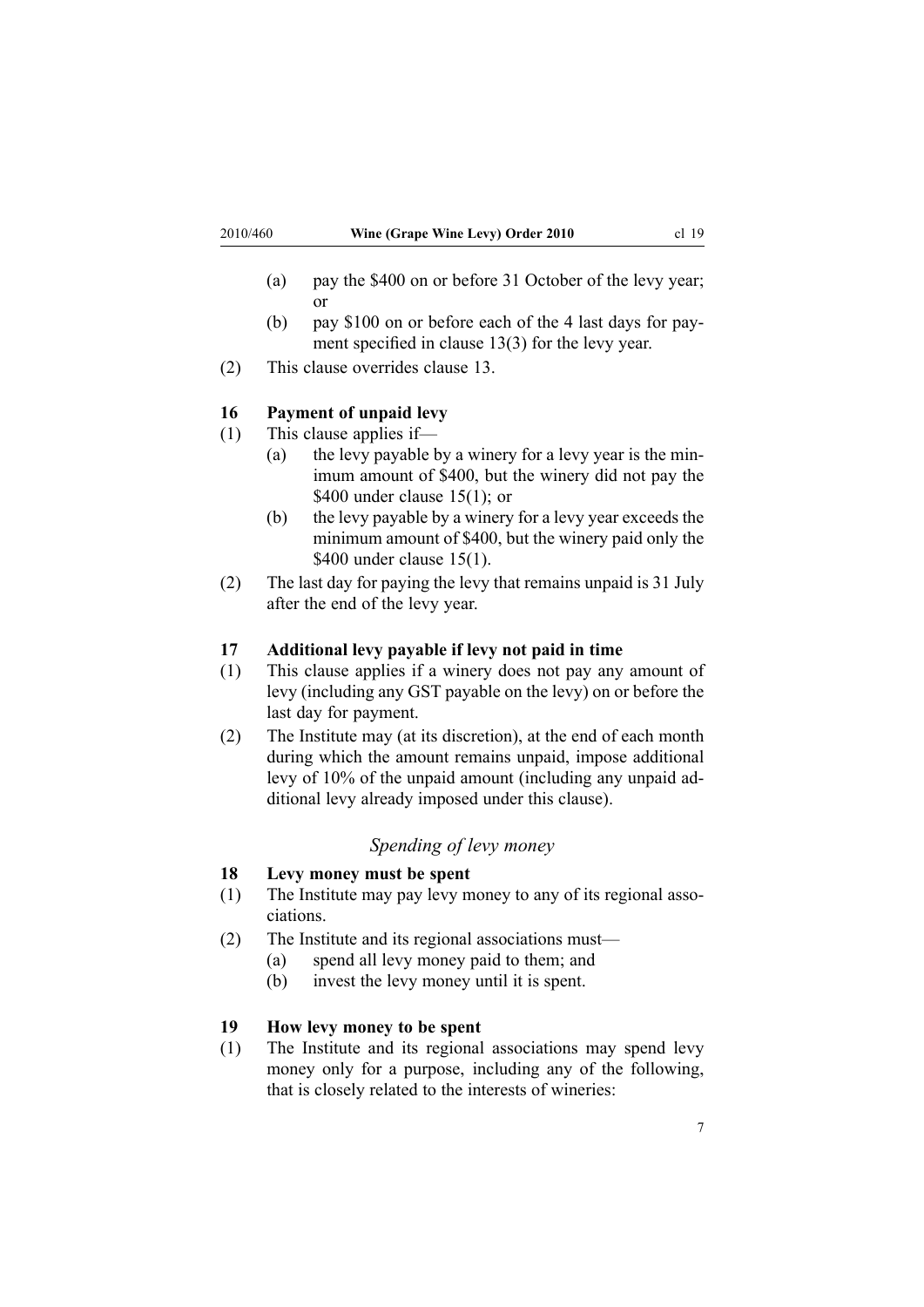(a) pay the $400 on or before 31 October of the levy year; or

(b) pay $100 on or before each of the 4 last days for payment specified in clause 13(3) for the levy year.

(2) This clause overrides clause 13.

### 16 Payment of unpaid levy

(1) This clause applies if—

(a) the levy payable by a winery for a levy year is the minimum amount of $400, but the winery did not pay the $400 under clause 15(1); or

(b) the levy payable by a winery for a levy year exceeds the minimum amount of $400, but the winery paid only the $400 under clause 15(1).

(2) The last day for paying the levy that remains unpaid is 31 July after the end of the levy year.

### 17 Additional levy payable if levy not paid in time

(1) This clause applies if a winery does not pay any amount of levy (including any GST payable on the levy) on or before the last day for payment.

(2) The Institute may (at its discretion), at the end of each month during which the amount remains unpaid, impose additional levy of 10% of the unpaid amount (including any unpaid additional levy already imposed under this clause).

## *Spending of levy money*

### 18 Levy money must be spent

(1) The Institute may pay levy money to any of its regional associations.

(2) The Institute and its regional associations must—

(a) spend all levy money paid to them; and

(b) invest the levy money until it is spent.

### 19 How levy money to be spent

(1) The Institute and its regional associations may spend levy money only for a purpose, including any of the following, that is closely related to the interests of wineries: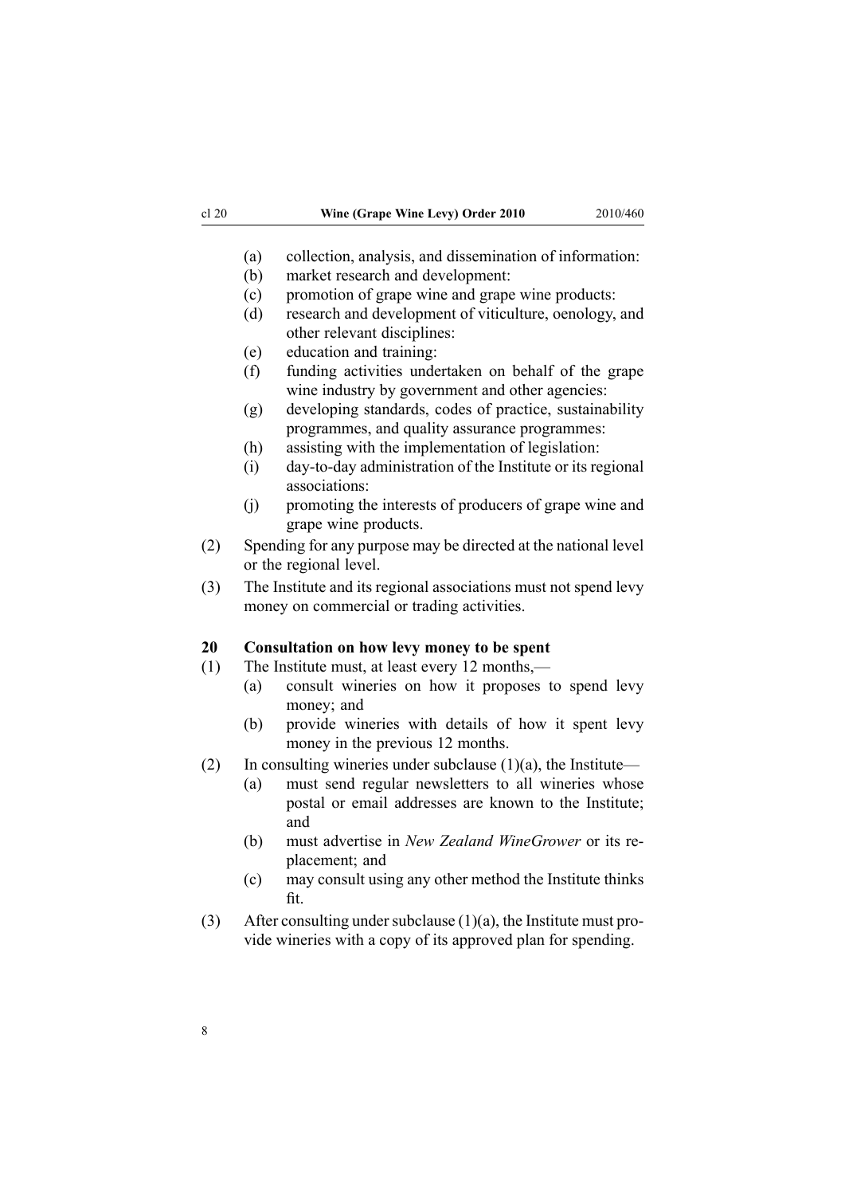(a) collection, analysis, and dissemination of information:

(b) market research and development:

(c) promotion of grape wine and grape wine products:

(d) research and development of viticulture, oenology, and other relevant disciplines:

(e) education and training:

(f) funding activities undertaken on behalf of the grape wine industry by government and other agencies:

(g) developing standards, codes of practice, sustainability programmes, and quality assurance programmes:

(h) assisting with the implementation of legislation:

(i) day-to-day administration of the Institute or its regional associations:

(j) promoting the interests of producers of grape wine and grape wine products.

(2) Spending for any purpose may be directed at the national level or the regional level.

(3) The Institute and its regional associations must not spend levy money on commercial or trading activities.

**20 Consultation on how levy money to be spent**

(1) The Institute must, at least every 12 months,—

(a) consult wineries on how it proposes to spend levy money; and

(b) provide wineries with details of how it spent levy money in the previous 12 months.

(2) In consulting wineries under subclause (1)(a), the Institute—

(a) must send regular newsletters to all wineries whose postal or email addresses are known to the Institute; and

(b) must advertise in *New Zealand WineGrower* or its replacement; and

(c) may consult using any other method the Institute thinks fit.

(3) After consulting under subclause (1)(a), the Institute must provide wineries with a copy of its approved plan for spending.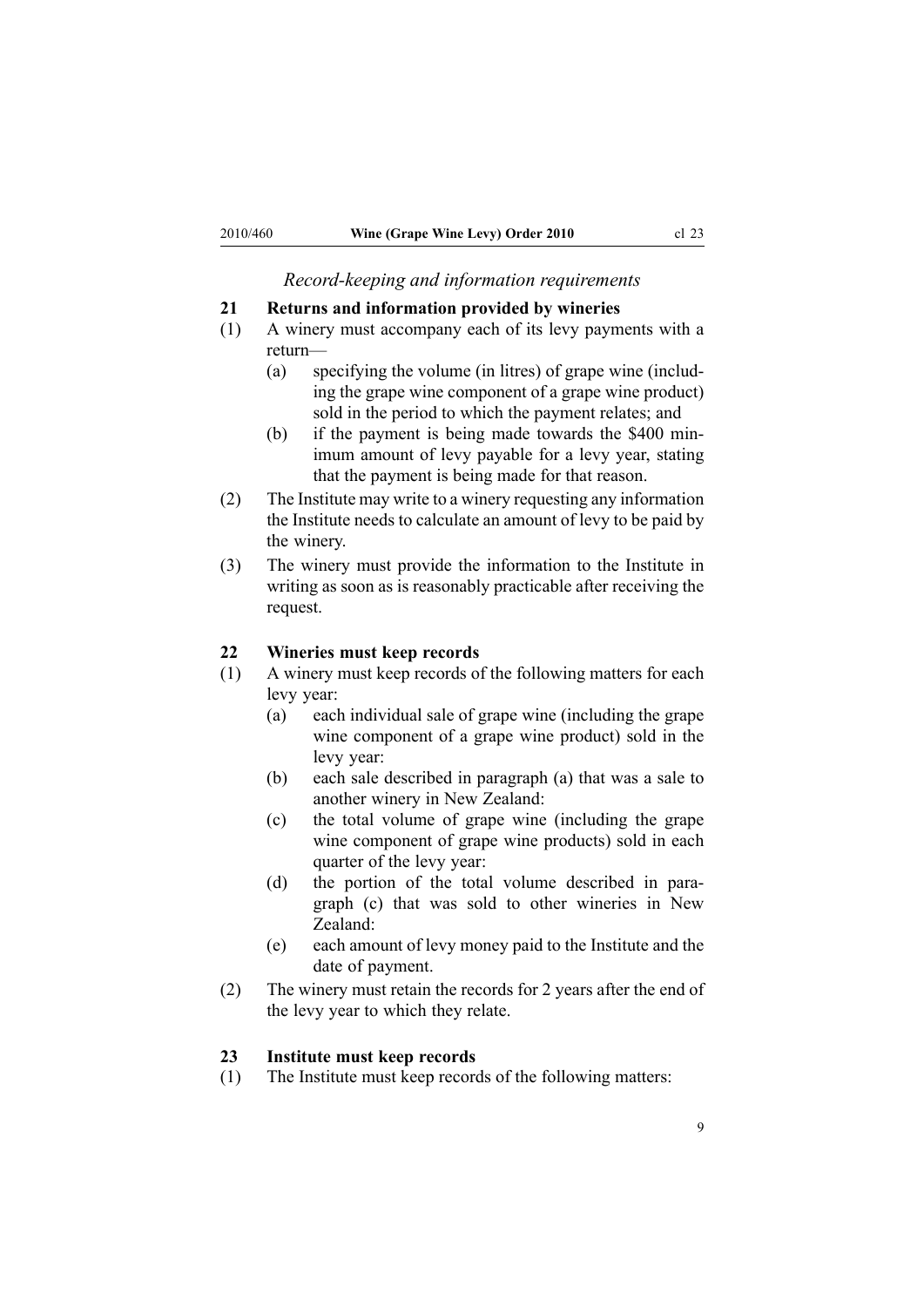*Record-keeping and information requirements*

**21 Returns and information provided by wineries**

(1) A winery must accompany each of its levy payments with a return—

(a) specifying the volume (in litres) of grape wine (including the grape wine component of a grape wine product) sold in the period to which the payment relates; and

(b) if the payment is being made towards the $400 minimum amount of levy payable for a levy year, stating that the payment is being made for that reason.

(2) The Institute may write to a winery requesting any information the Institute needs to calculate an amount of levy to be paid by the winery.

(3) The winery must provide the information to the Institute in writing as soon as is reasonably practicable after receiving the request.

**22 Wineries must keep records**

(1) A winery must keep records of the following matters for each levy year:

(a) each individual sale of grape wine (including the grape wine component of a grape wine product) sold in the levy year:

(b) each sale described in paragraph (a) that was a sale to another winery in New Zealand:

(c) the total volume of grape wine (including the grape wine component of grape wine products) sold in each quarter of the levy year:

(d) the portion of the total volume described in paragraph (c) that was sold to other wineries in New Zealand:

(e) each amount of levy money paid to the Institute and the date of payment.

(2) The winery must retain the records for 2 years after the end of the levy year to which they relate.

**23 Institute must keep records**

(1) The Institute must keep records of the following matters: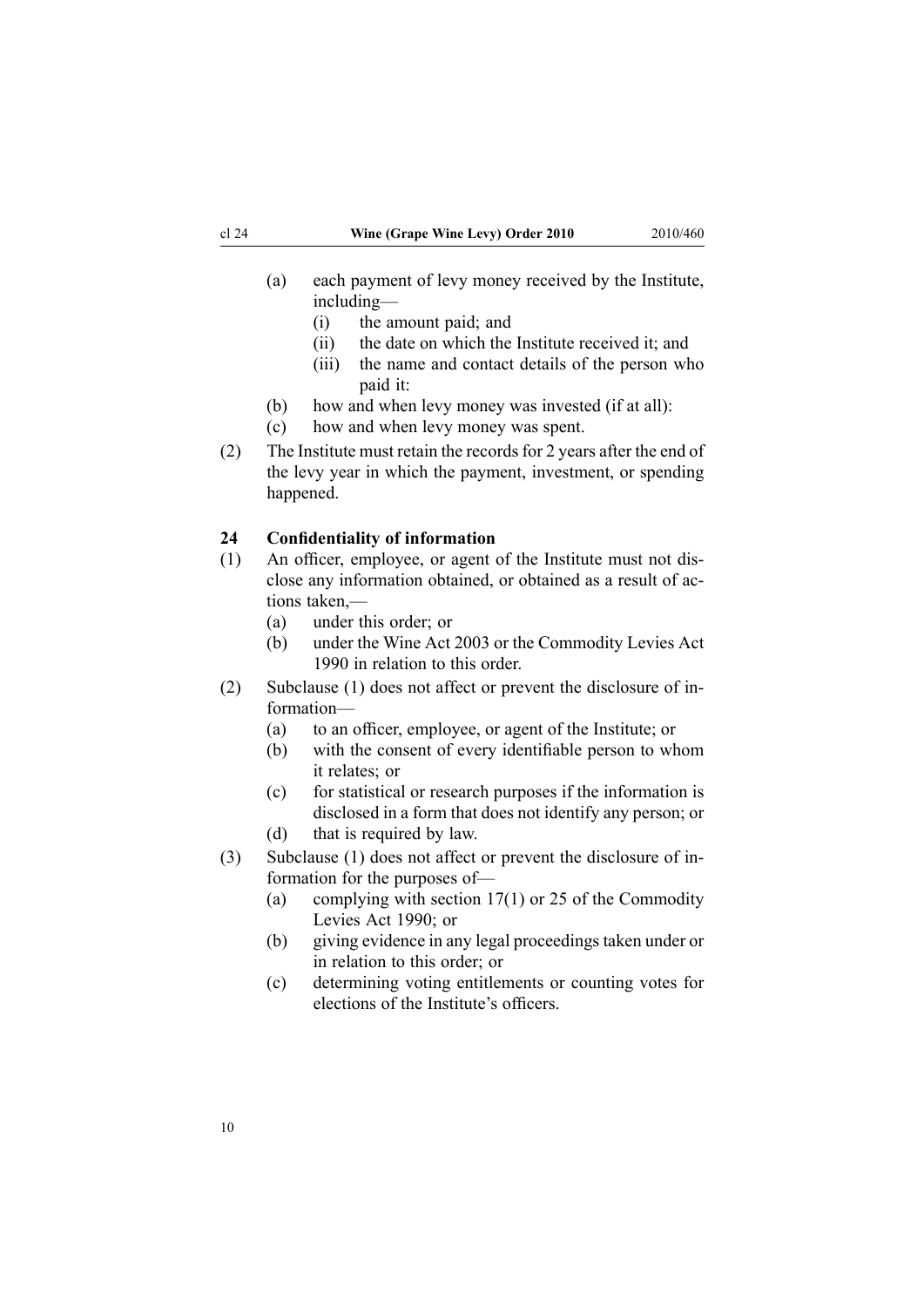(a) each payment of levy money received by the Institute, including—
   (i) the amount paid; and
   (ii) the date on which the Institute received it; and
   (iii) the name and contact details of the person who paid it:

(b) how and when levy money was invested (if at all):

(c) how and when levy money was spent.

(2) The Institute must retain the records for 2 years after the end of the levy year in which the payment, investment, or spending happened.

**24 Confidentiality of information**

(1) An officer, employee, or agent of the Institute must not disclose any information obtained, or obtained as a result of actions taken,—
   (a) under this order; or
   (b) under the Wine Act 2003 or the Commodity Levies Act 1990 in relation to this order.

(2) Subclause (1) does not affect or prevent the disclosure of information—
   (a) to an officer, employee, or agent of the Institute; or
   (b) with the consent of every identifiable person to whom it relates; or
   (c) for statistical or research purposes if the information is disclosed in a form that does not identify any person; or
   (d) that is required by law.

(3) Subclause (1) does not affect or prevent the disclosure of information for the purposes of—
   (a) complying with section 17(1) or 25 of the Commodity Levies Act 1990; or
   (b) giving evidence in any legal proceedings taken under or in relation to this order; or
   (c) determining voting entitlements or counting votes for elections of the Institute's officers.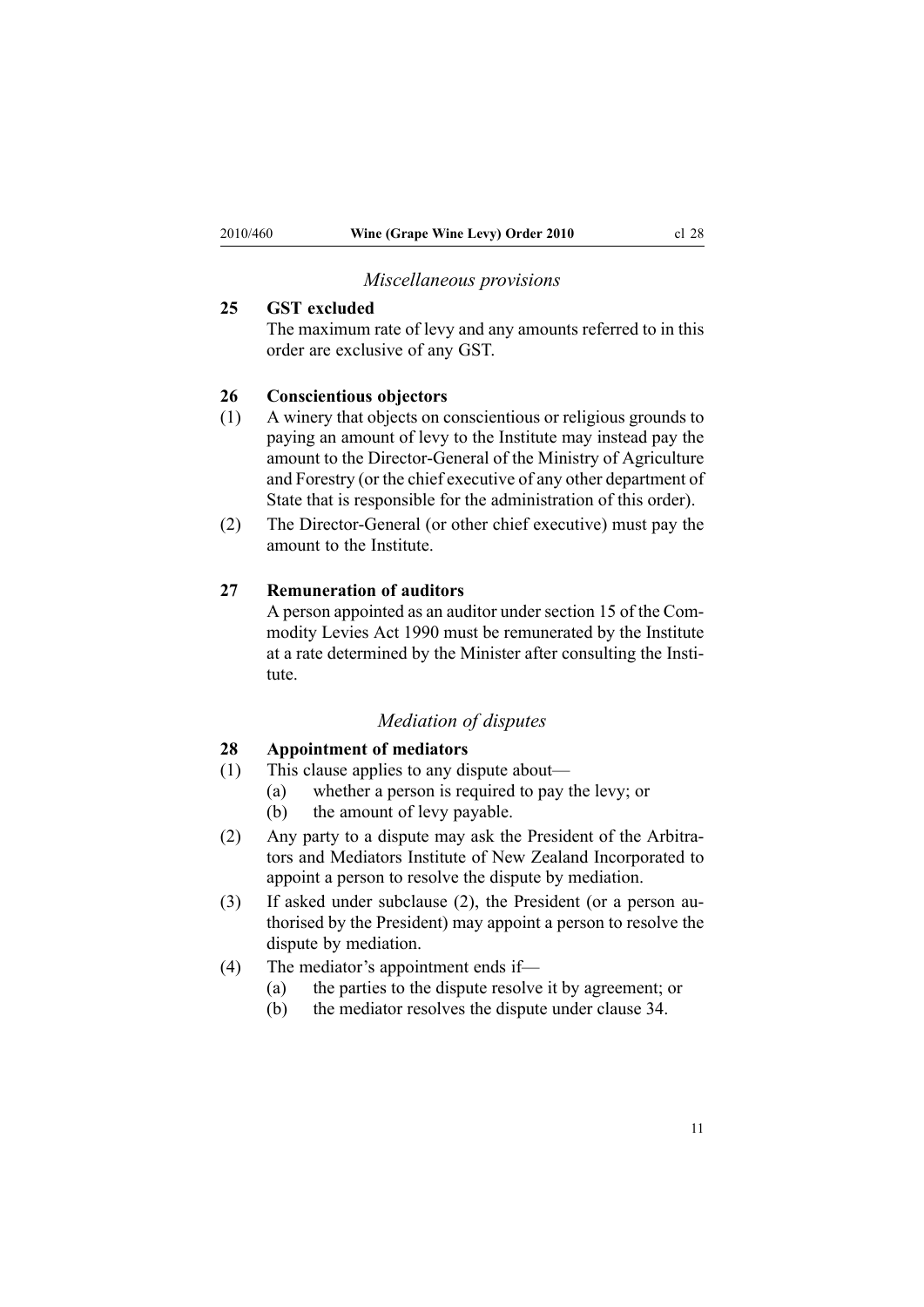*Miscellaneous provisions*

**25 GST excluded**

The maximum rate of levy and any amounts referred to in this order are exclusive of any GST.

**26 Conscientious objectors**

(1) A winery that objects on conscientious or religious grounds to paying an amount of levy to the Institute may instead pay the amount to the Director-General of the Ministry of Agriculture and Forestry (or the chief executive of any other department of State that is responsible for the administration of this order).

(2) The Director-General (or other chief executive) must pay the amount to the Institute.

**27 Remuneration of auditors**

A person appointed as an auditor under section 15 of the Commodity Levies Act 1990 must be remunerated by the Institute at a rate determined by the Minister after consulting the Institute.

*Mediation of disputes*

**28 Appointment of mediators**

(1) This clause applies to any dispute about—

- (a) whether a person is required to pay the levy; or
- (b) the amount of levy payable.

(2) Any party to a dispute may ask the President of the Arbitrators and Mediators Institute of New Zealand Incorporated to appoint a person to resolve the dispute by mediation.

(3) If asked under subclause (2), the President (or a person authorised by the President) may appoint a person to resolve the dispute by mediation.

(4) The mediator's appointment ends if—

- (a) the parties to the dispute resolve it by agreement; or
- (b) the mediator resolves the dispute under clause 34.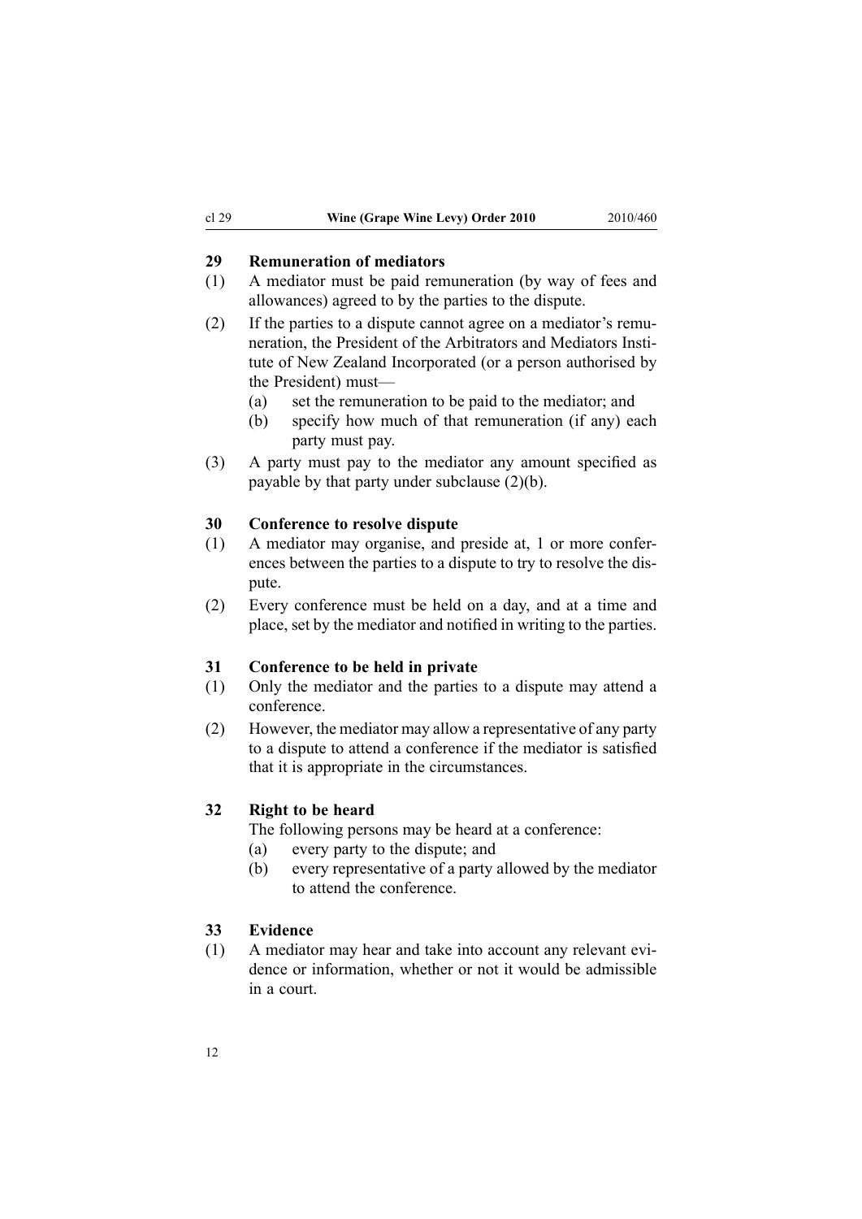### 29 Remuneration of mediators

(1) A mediator must be paid remuneration (by way of fees and allowances) agreed to by the parties to the dispute.

(2) If the parties to a dispute cannot agree on a mediator's remuneration, the President of the Arbitrators and Mediators Institute of New Zealand Incorporated (or a person authorised by the President) must—

- (a) set the remuneration to be paid to the mediator; and
- (b) specify how much of that remuneration (if any) each party must pay.

(3) A party must pay to the mediator any amount specified as payable by that party under subclause (2)(b).

### 30 Conference to resolve dispute

(1) A mediator may organise, and preside at, 1 or more conferences between the parties to a dispute to try to resolve the dispute.

(2) Every conference must be held on a day, and at a time and place, set by the mediator and notified in writing to the parties.

### 31 Conference to be held in private

(1) Only the mediator and the parties to a dispute may attend a conference.

(2) However, the mediator may allow a representative of any party to a dispute to attend a conference if the mediator is satisfied that it is appropriate in the circumstances.

### 32 Right to be heard

The following persons may be heard at a conference:

- (a) every party to the dispute; and
- (b) every representative of a party allowed by the mediator to attend the conference.

### 33 Evidence

(1) A mediator may hear and take into account any relevant evidence or information, whether or not it would be admissible in a court.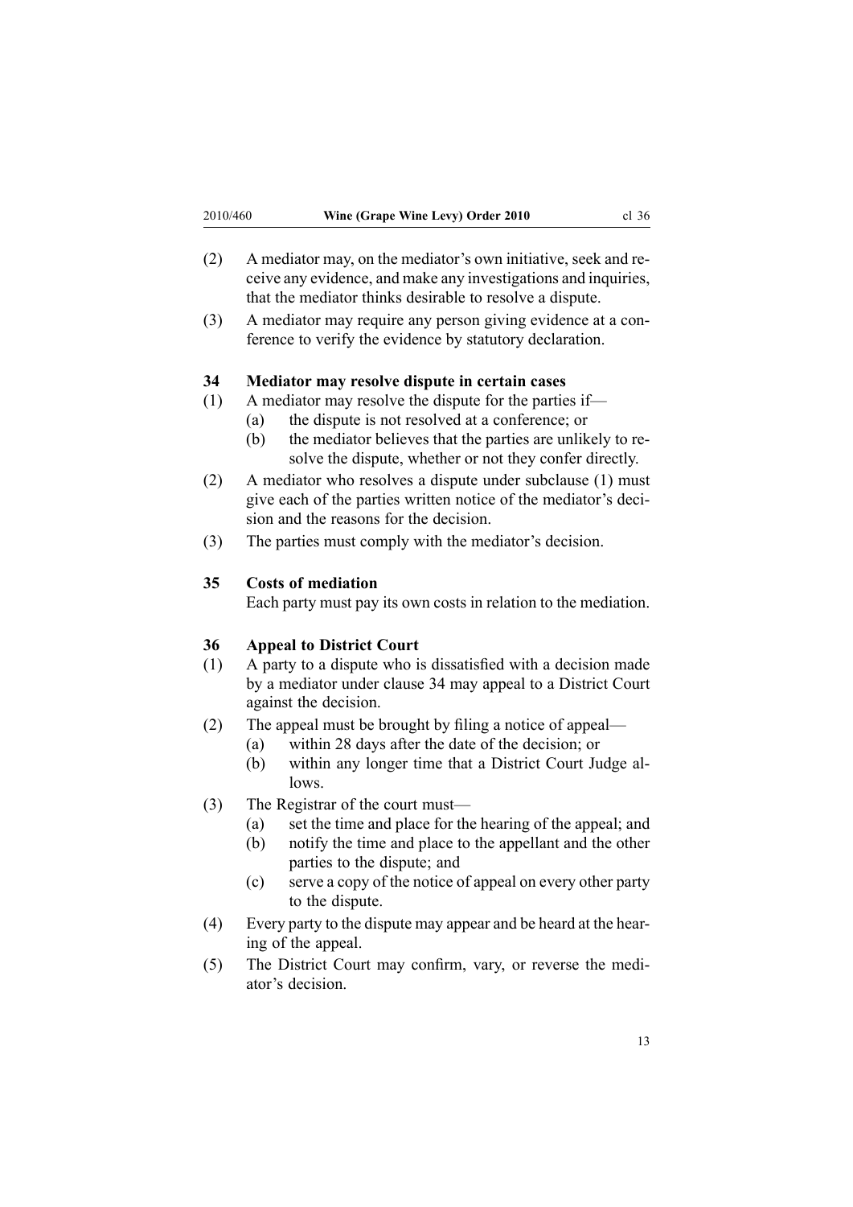(2) A mediator may, on the mediator's own initiative, seek and receive any evidence, and make any investigations and inquiries, that the mediator thinks desirable to resolve a dispute.

(3) A mediator may require any person giving evidence at a conference to verify the evidence by statutory declaration.

### 34 Mediator may resolve dispute in certain cases

(1) A mediator may resolve the dispute for the parties if—

  (a) the dispute is not resolved at a conference; or

  (b) the mediator believes that the parties are unlikely to resolve the dispute, whether or not they confer directly.

(2) A mediator who resolves a dispute under subclause (1) must give each of the parties written notice of the mediator's decision and the reasons for the decision.

(3) The parties must comply with the mediator's decision.

### 35 Costs of mediation

Each party must pay its own costs in relation to the mediation.

### 36 Appeal to District Court

(1) A party to a dispute who is dissatisfied with a decision made by a mediator under clause 34 may appeal to a District Court against the decision.

(2) The appeal must be brought by filing a notice of appeal—

  (a) within 28 days after the date of the decision; or

  (b) within any longer time that a District Court Judge allows.

(3) The Registrar of the court must—

  (a) set the time and place for the hearing of the appeal; and

  (b) notify the time and place to the appellant and the other parties to the dispute; and

  (c) serve a copy of the notice of appeal on every other party to the dispute.

(4) Every party to the dispute may appear and be heard at the hearing of the appeal.

(5) The District Court may confirm, vary, or reverse the mediator's decision.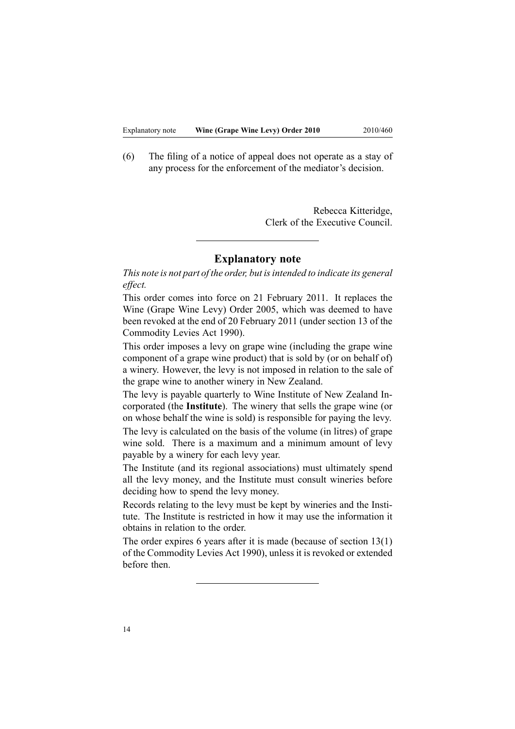(6) The filing of a notice of appeal does not operate as a stay of any process for the enforcement of the mediator's decision.

Rebecca Kitteridge,
Clerk of the Executive Council.

---

## Explanatory note

*This note is not part of the order, but is intended to indicate its general effect.*

This order comes into force on 21 February 2011. It replaces the Wine (Grape Wine Levy) Order 2005, which was deemed to have been revoked at the end of 20 February 2011 (under section 13 of the Commodity Levies Act 1990).

This order imposes a levy on grape wine (including the grape wine component of a grape wine product) that is sold by (or on behalf of) a winery. However, the levy is not imposed in relation to the sale of the grape wine to another winery in New Zealand.

The levy is payable quarterly to Wine Institute of New Zealand Incorporated (the **Institute**). The winery that sells the grape wine (or on whose behalf the wine is sold) is responsible for paying the levy.

The levy is calculated on the basis of the volume (in litres) of grape wine sold. There is a maximum and a minimum amount of levy payable by a winery for each levy year.

The Institute (and its regional associations) must ultimately spend all the levy money, and the Institute must consult wineries before deciding how to spend the levy money.

Records relating to the levy must be kept by wineries and the Institute. The Institute is restricted in how it may use the information it obtains in relation to the order.

The order expires 6 years after it is made (because of section 13(1) of the Commodity Levies Act 1990), unless it is revoked or extended before then.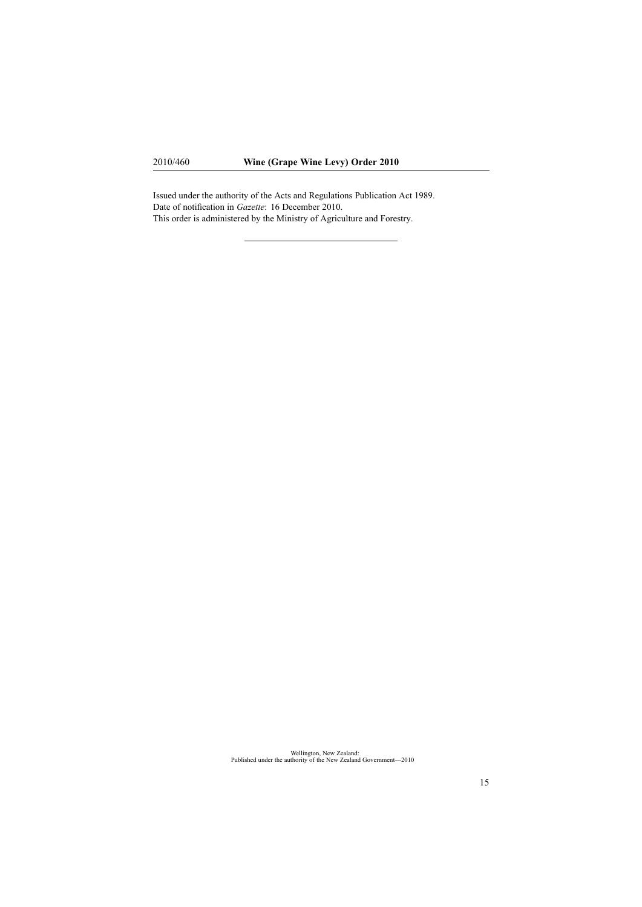Issued under the authority of the Acts and Regulations Publication Act 1989.
Date of notification in *Gazette*: 16 December 2010.
This order is administered by the Ministry of Agriculture and Forestry.

---

Wellington, New Zealand:
Published under the authority of the New Zealand Government—2010